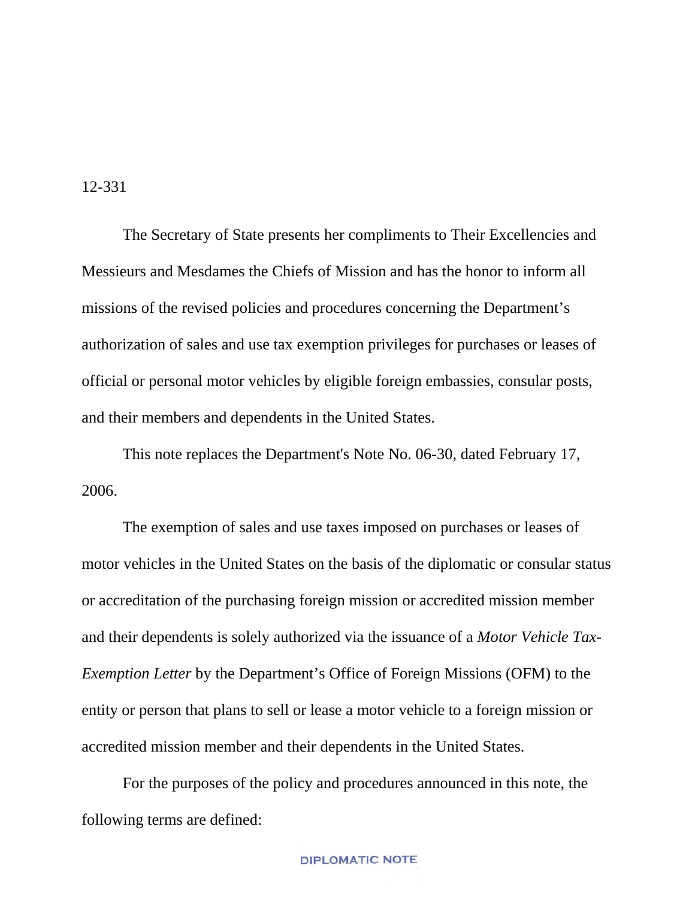12-331

The Secretary of State presents her compliments to Their Excellencies and Messieurs and Mesdames the Chiefs of Mission and has the honor to inform all missions of the revised policies and procedures concerning the Department's authorization of sales and use tax exemption privileges for purchases or leases of official or personal motor vehicles by eligible foreign embassies, consular posts, and their members and dependents in the United States.

This note replaces the Department's Note No. 06-30, dated February 17, 2006.

The exemption of sales and use taxes imposed on purchases or leases of motor vehicles in the United States on the basis of the diplomatic or consular status or accreditation of the purchasing foreign mission or accredited mission member and their dependents is solely authorized via the issuance of a *Motor Vehicle Tax-Exemption Letter* by the Department's Office of Foreign Missions (OFM) to the entity or person that plans to sell or lease a motor vehicle to a foreign mission or accredited mission member and their dependents in the United States.

For the purposes of the policy and procedures announced in this note, the following terms are defined:

DIPLOMATIC NOTE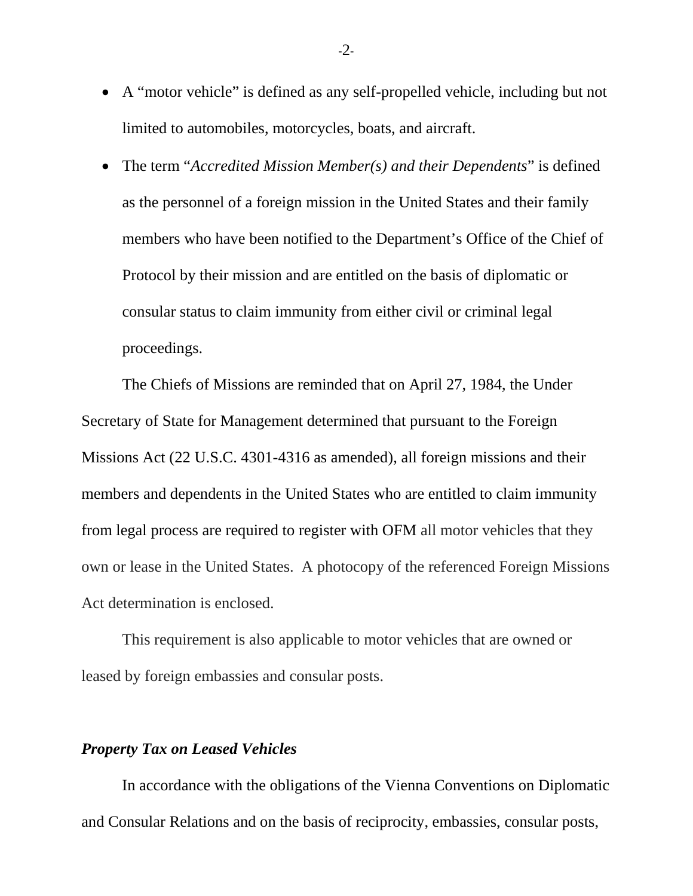- A "motor vehicle" is defined as any self-propelled vehicle, including but not limited to automobiles, motorcycles, boats, and aircraft.
- The term "*Accredited Mission Member(s) and their Dependents*" is defined as the personnel of a foreign mission in the United States and their family members who have been notified to the Department's Office of the Chief of Protocol by their mission and are entitled on the basis of diplomatic or consular status to claim immunity from either civil or criminal legal proceedings.

The Chiefs of Missions are reminded that on April 27, 1984, the Under Secretary of State for Management determined that pursuant to the Foreign Missions Act (22 U.S.C. 4301-4316 as amended), all foreign missions and their members and dependents in the United States who are entitled to claim immunity from legal process are required to register with OFM all motor vehicles that they own or lease in the United States. A photocopy of the referenced Foreign Missions Act determination is enclosed.

This requirement is also applicable to motor vehicles that are owned or leased by foreign embassies and consular posts.

***Property Tax on Leased Vehicles***

In accordance with the obligations of the Vienna Conventions on Diplomatic and Consular Relations and on the basis of reciprocity, embassies, consular posts,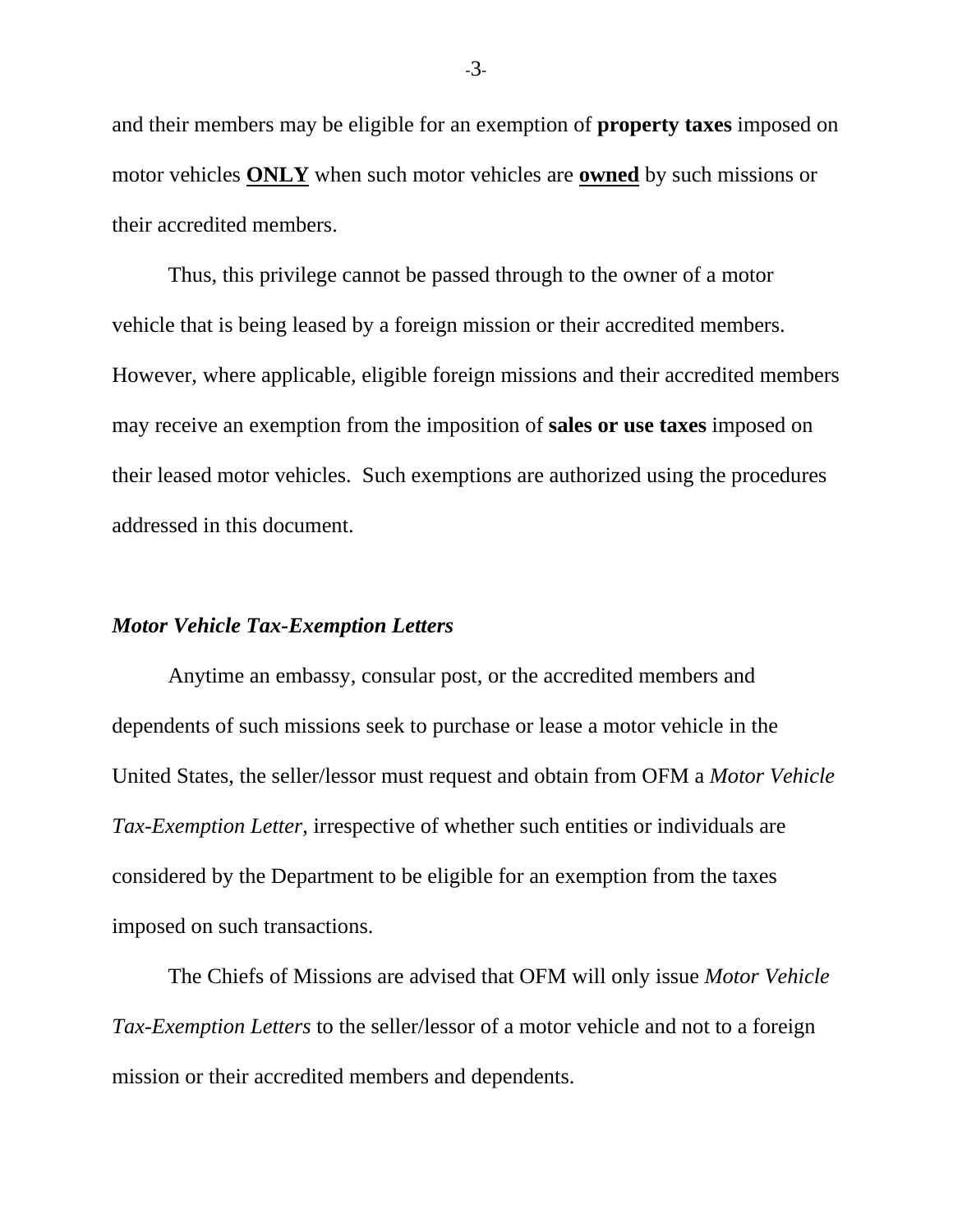and their members may be eligible for an exemption of **property taxes** imposed on motor vehicles **ONLY** when such motor vehicles are **owned** by such missions or their accredited members.

Thus, this privilege cannot be passed through to the owner of a motor vehicle that is being leased by a foreign mission or their accredited members. However, where applicable, eligible foreign missions and their accredited members may receive an exemption from the imposition of **sales or use taxes** imposed on their leased motor vehicles. Such exemptions are authorized using the procedures addressed in this document.

***Motor Vehicle Tax-Exemption Letters***

Anytime an embassy, consular post, or the accredited members and dependents of such missions seek to purchase or lease a motor vehicle in the United States, the seller/lessor must request and obtain from OFM a *Motor Vehicle Tax-Exemption Letter*, irrespective of whether such entities or individuals are considered by the Department to be eligible for an exemption from the taxes imposed on such transactions.

The Chiefs of Missions are advised that OFM will only issue *Motor Vehicle Tax-Exemption Letters* to the seller/lessor of a motor vehicle and not to a foreign mission or their accredited members and dependents.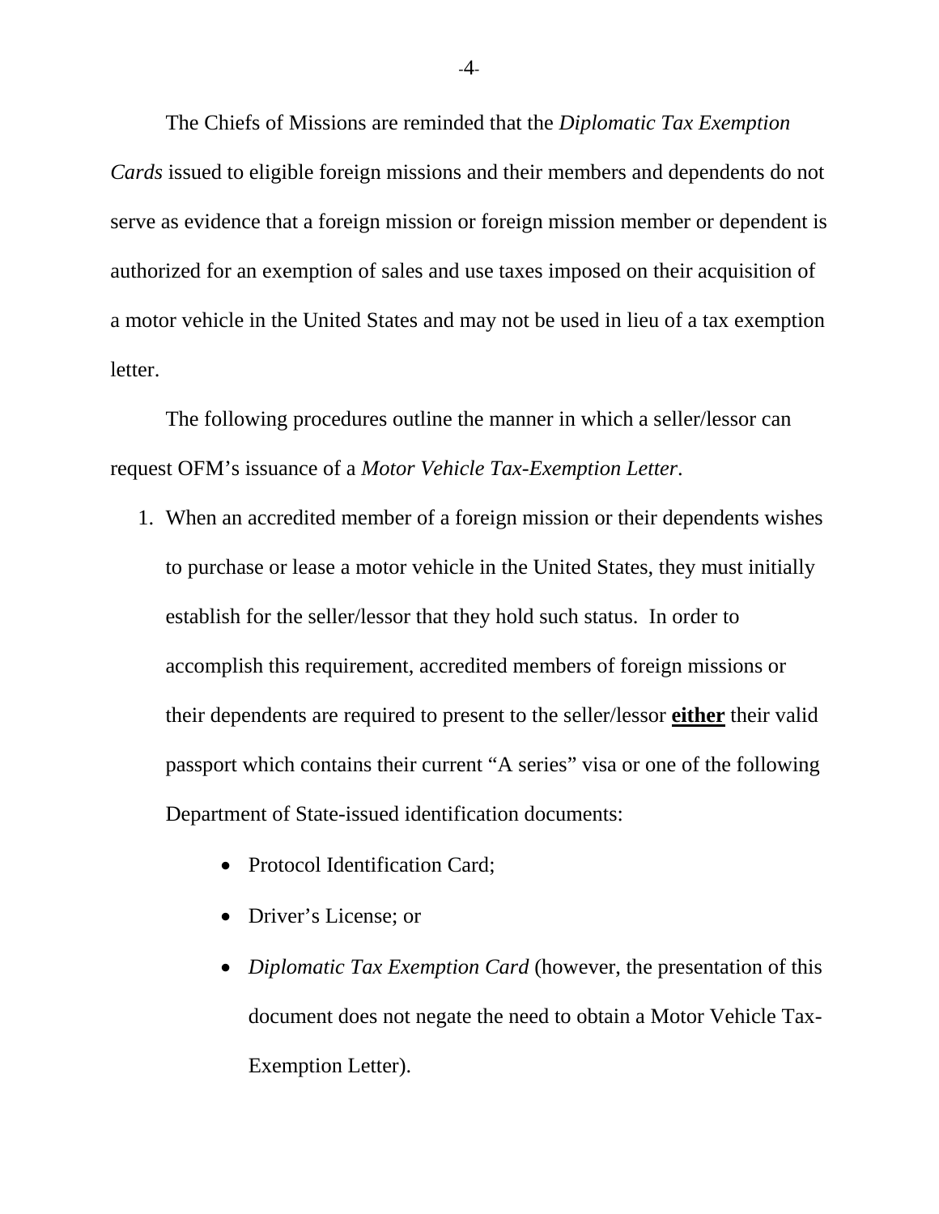The Chiefs of Missions are reminded that the *Diplomatic Tax Exemption Cards* issued to eligible foreign missions and their members and dependents do not serve as evidence that a foreign mission or foreign mission member or dependent is authorized for an exemption of sales and use taxes imposed on their acquisition of a motor vehicle in the United States and may not be used in lieu of a tax exemption letter.

The following procedures outline the manner in which a seller/lessor can request OFM's issuance of a *Motor Vehicle Tax-Exemption Letter*.

1. When an accredited member of a foreign mission or their dependents wishes to purchase or lease a motor vehicle in the United States, they must initially establish for the seller/lessor that they hold such status. In order to accomplish this requirement, accredited members of foreign missions or their dependents are required to present to the seller/lessor **<u>either</u>** their valid passport which contains their current "A series" visa or one of the following Department of State-issued identification documents:

    - Protocol Identification Card;
    - Driver's License; or
    - *Diplomatic Tax Exemption Card* (however, the presentation of this document does not negate the need to obtain a Motor Vehicle Tax-Exemption Letter).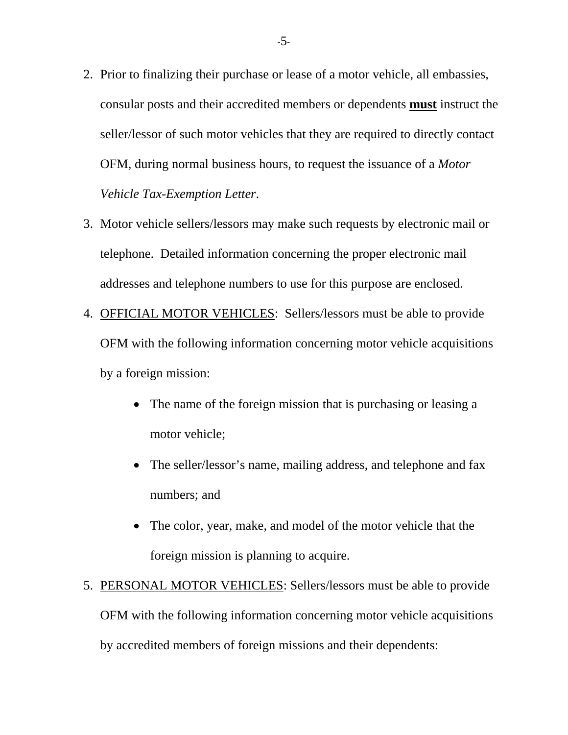2. Prior to finalizing their purchase or lease of a motor vehicle, all embassies, consular posts and their accredited members or dependents **must** instruct the seller/lessor of such motor vehicles that they are required to directly contact OFM, during normal business hours, to request the issuance of a *Motor Vehicle Tax-Exemption Letter*.

3. Motor vehicle sellers/lessors may make such requests by electronic mail or telephone. Detailed information concerning the proper electronic mail addresses and telephone numbers to use for this purpose are enclosed.

4. OFFICIAL MOTOR VEHICLES: Sellers/lessors must be able to provide OFM with the following information concerning motor vehicle acquisitions by a foreign mission:

   - The name of the foreign mission that is purchasing or leasing a motor vehicle;
   - The seller/lessor's name, mailing address, and telephone and fax numbers; and
   - The color, year, make, and model of the motor vehicle that the foreign mission is planning to acquire.

5. PERSONAL MOTOR VEHICLES: Sellers/lessors must be able to provide OFM with the following information concerning motor vehicle acquisitions by accredited members of foreign missions and their dependents: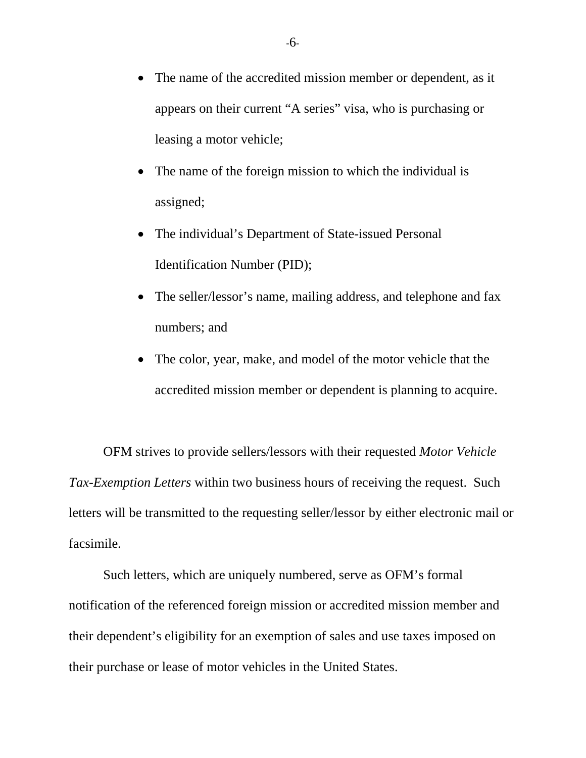- The name of the accredited mission member or dependent, as it appears on their current "A series" visa, who is purchasing or leasing a motor vehicle;
- The name of the foreign mission to which the individual is assigned;
- The individual's Department of State-issued Personal Identification Number (PID);
- The seller/lessor's name, mailing address, and telephone and fax numbers; and
- The color, year, make, and model of the motor vehicle that the accredited mission member or dependent is planning to acquire.

OFM strives to provide sellers/lessors with their requested *Motor Vehicle Tax-Exemption Letters* within two business hours of receiving the request. Such letters will be transmitted to the requesting seller/lessor by either electronic mail or facsimile.

Such letters, which are uniquely numbered, serve as OFM's formal notification of the referenced foreign mission or accredited mission member and their dependent's eligibility for an exemption of sales and use taxes imposed on their purchase or lease of motor vehicles in the United States.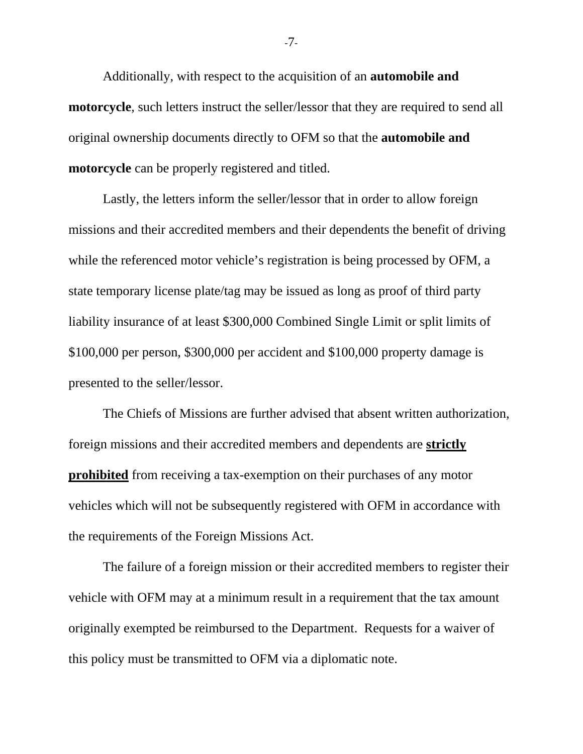Additionally, with respect to the acquisition of an **automobile and motorcycle**, such letters instruct the seller/lessor that they are required to send all original ownership documents directly to OFM so that the **automobile and motorcycle** can be properly registered and titled.

Lastly, the letters inform the seller/lessor that in order to allow foreign missions and their accredited members and their dependents the benefit of driving while the referenced motor vehicle's registration is being processed by OFM, a state temporary license plate/tag may be issued as long as proof of third party liability insurance of at least $300,000 Combined Single Limit or split limits of $100,000 per person, $300,000 per accident and $100,000 property damage is presented to the seller/lessor.

The Chiefs of Missions are further advised that absent written authorization, foreign missions and their accredited members and dependents are **<u>strictly prohibited</u>** from receiving a tax-exemption on their purchases of any motor vehicles which will not be subsequently registered with OFM in accordance with the requirements of the Foreign Missions Act.

The failure of a foreign mission or their accredited members to register their vehicle with OFM may at a minimum result in a requirement that the tax amount originally exempted be reimbursed to the Department. Requests for a waiver of this policy must be transmitted to OFM via a diplomatic note.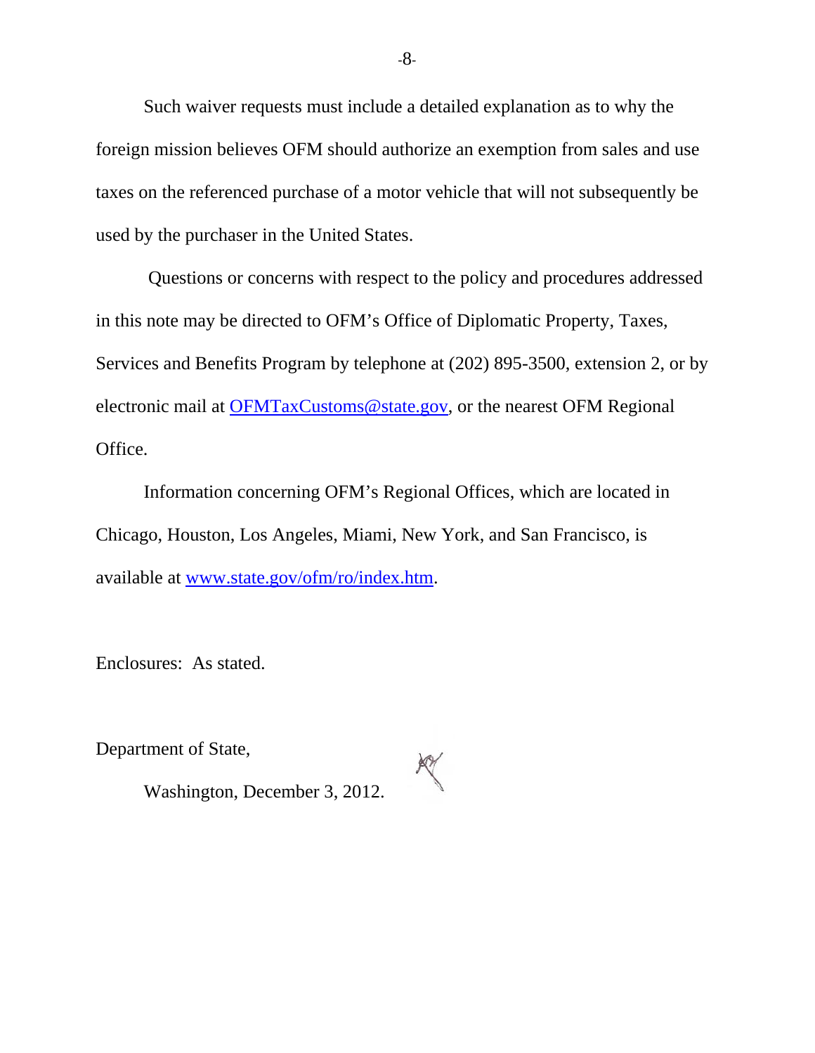Such waiver requests must include a detailed explanation as to why the foreign mission believes OFM should authorize an exemption from sales and use taxes on the referenced purchase of a motor vehicle that will not subsequently be used by the purchaser in the United States.

Questions or concerns with respect to the policy and procedures addressed in this note may be directed to OFM's Office of Diplomatic Property, Taxes, Services and Benefits Program by telephone at (202) 895-3500, extension 2, or by electronic mail at OFMTaxCustoms@state.gov, or the nearest OFM Regional Office.

Information concerning OFM's Regional Offices, which are located in Chicago, Houston, Los Angeles, Miami, New York, and San Francisco, is available at www.state.gov/ofm/ro/index.htm.

Enclosures: As stated.

Department of State,

Washington, December 3, 2012.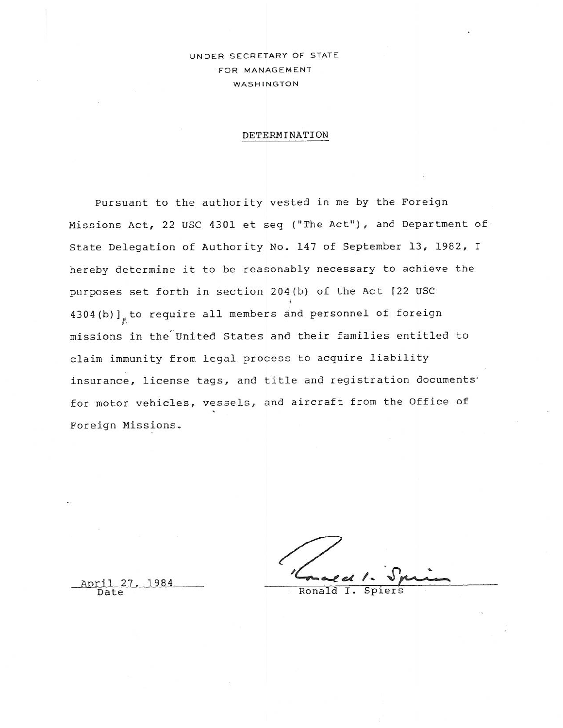UNDER SECRETARY OF STATE
FOR MANAGEMENT
WASHINGTON

## DETERMINATION

Pursuant to the authority vested in me by the Foreign Missions Act, 22 USC 4301 et seq ("The Act"), and Department of State Delegation of Authority No. 147 of September 13, 1982, I hereby determine it to be reasonably necessary to achieve the purposes set forth in section 204(b) of the Act [22 USC 4304(b)], to require all members and personnel of foreign missions in the United States and their families entitled to claim immunity from legal process to acquire liability insurance, license tags, and title and registration documents for motor vehicles, vessels, and aircraft from the Office of Foreign Missions.

April 27, 1984
Date

Ronald I. Spiers